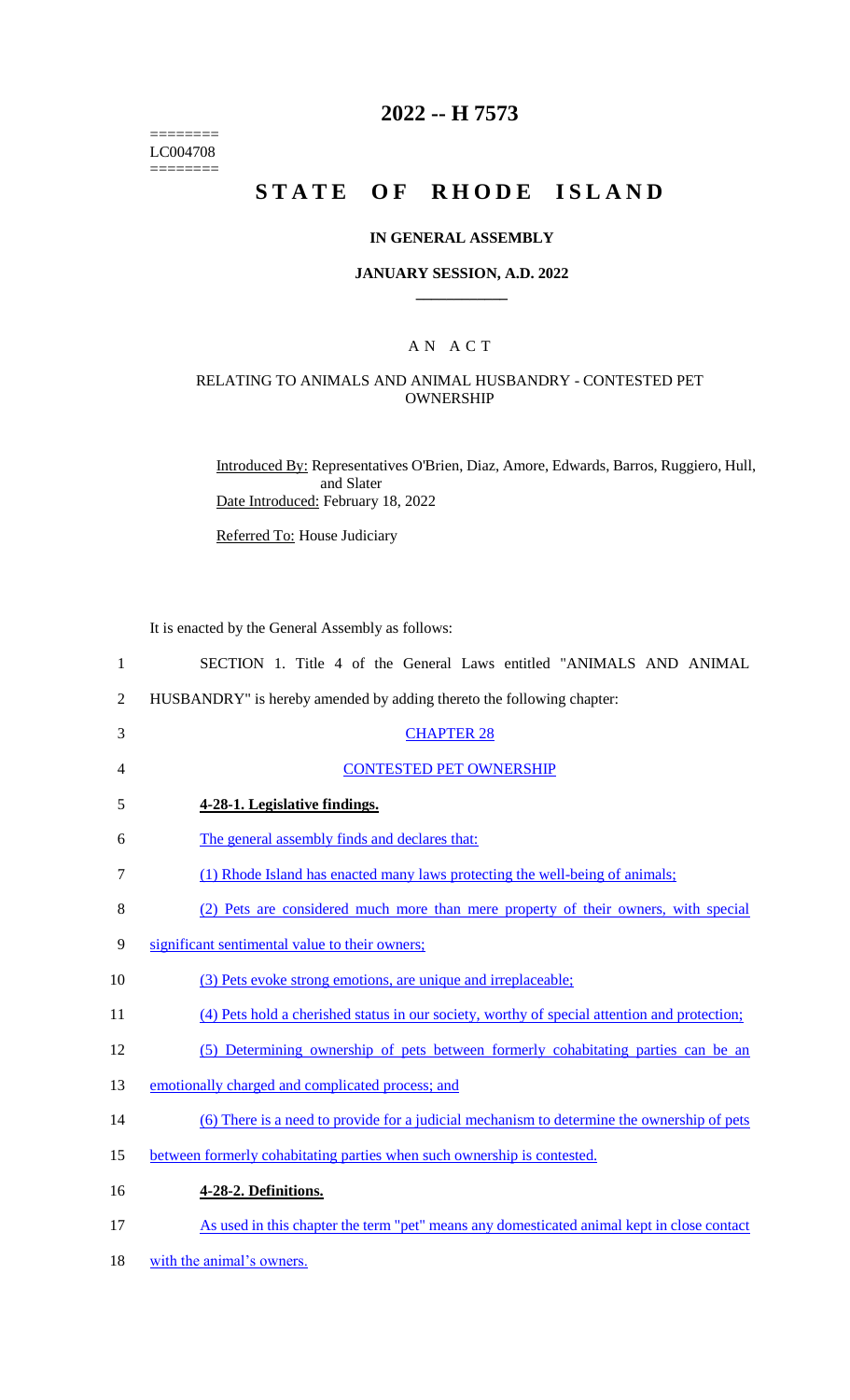========
LC004708
========

# 2022 -- H 7573

# STATE OF RHODE ISLAND

## IN GENERAL ASSEMBLY

### JANUARY SESSION, A.D. 2022

### A N A C T

### RELATING TO ANIMALS AND ANIMAL HUSBANDRY - CONTESTED PET OWNERSHIP

Introduced By: Representatives O'Brien, Diaz, Amore, Edwards, Barros, Ruggiero, Hull, and Slater

Date Introduced: February 18, 2022

Referred To: House Judiciary

It is enacted by the General Assembly as follows:

1 SECTION 1. Title 4 of the General Laws entitled "ANIMALS AND ANIMAL
2 HUSBANDRY" is hereby amended by adding thereto the following chapter:

3 CHAPTER 28

4 CONTESTED PET OWNERSHIP

5 **4-28-1. Legislative findings.**

6 The general assembly finds and declares that:

7 (1) Rhode Island has enacted many laws protecting the well-being of animals;

8 (2) Pets are considered much more than mere property of their owners, with special
9 significant sentimental value to their owners;

10 (3) Pets evoke strong emotions, are unique and irreplaceable;

11 (4) Pets hold a cherished status in our society, worthy of special attention and protection;

12 (5) Determining ownership of pets between formerly cohabitating parties can be an
13 emotionally charged and complicated process; and

14 (6) There is a need to provide for a judicial mechanism to determine the ownership of pets
15 between formerly cohabitating parties when such ownership is contested.

16 **4-28-2. Definitions.**

17 As used in this chapter the term "pet" means any domesticated animal kept in close contact
18 with the animal's owners.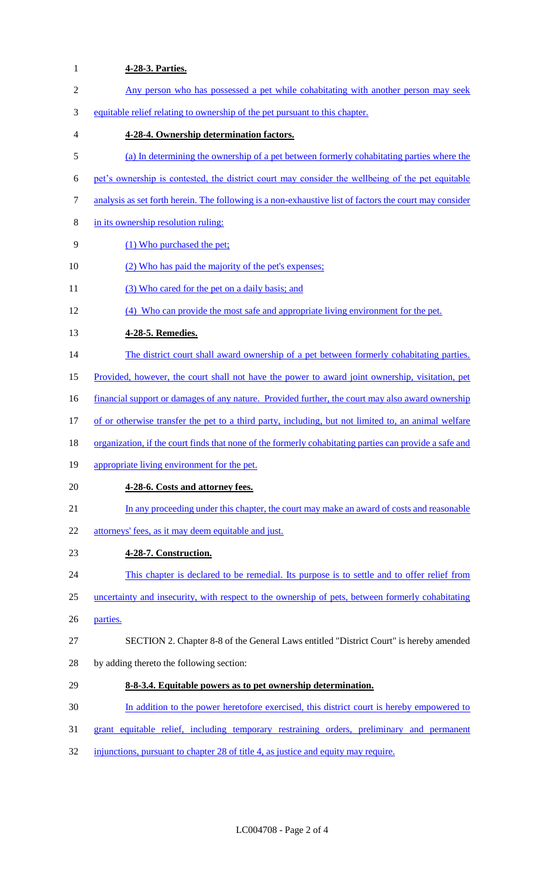**4-28-3. Parties.**

Any person who has possessed a pet while cohabitating with another person may seek equitable relief relating to ownership of the pet pursuant to this chapter.

**4-28-4. Ownership determination factors.**

(a) In determining the ownership of a pet between formerly cohabitating parties where the pet's ownership is contested, the district court may consider the wellbeing of the pet equitable analysis as set forth herein. The following is a non-exhaustive list of factors the court may consider in its ownership resolution ruling:

(1) Who purchased the pet;

(2) Who has paid the majority of the pet's expenses;

(3) Who cared for the pet on a daily basis; and

(4) Who can provide the most safe and appropriate living environment for the pet.

**4-28-5. Remedies.**

The district court shall award ownership of a pet between formerly cohabitating parties. Provided, however, the court shall not have the power to award joint ownership, visitation, pet financial support or damages of any nature. Provided further, the court may also award ownership of or otherwise transfer the pet to a third party, including, but not limited to, an animal welfare organization, if the court finds that none of the formerly cohabitating parties can provide a safe and appropriate living environment for the pet.

**4-28-6. Costs and attorney fees.**

In any proceeding under this chapter, the court may make an award of costs and reasonable attorneys' fees, as it may deem equitable and just.

**4-28-7. Construction.**

This chapter is declared to be remedial. Its purpose is to settle and to offer relief from uncertainty and insecurity, with respect to the ownership of pets, between formerly cohabitating parties.

SECTION 2. Chapter 8-8 of the General Laws entitled "District Court" is hereby amended by adding thereto the following section:

**8-8-3.4. Equitable powers as to pet ownership determination.**

In addition to the power heretofore exercised, this district court is hereby empowered to grant equitable relief, including temporary restraining orders, preliminary and permanent injunctions, pursuant to chapter 28 of title 4, as justice and equity may require.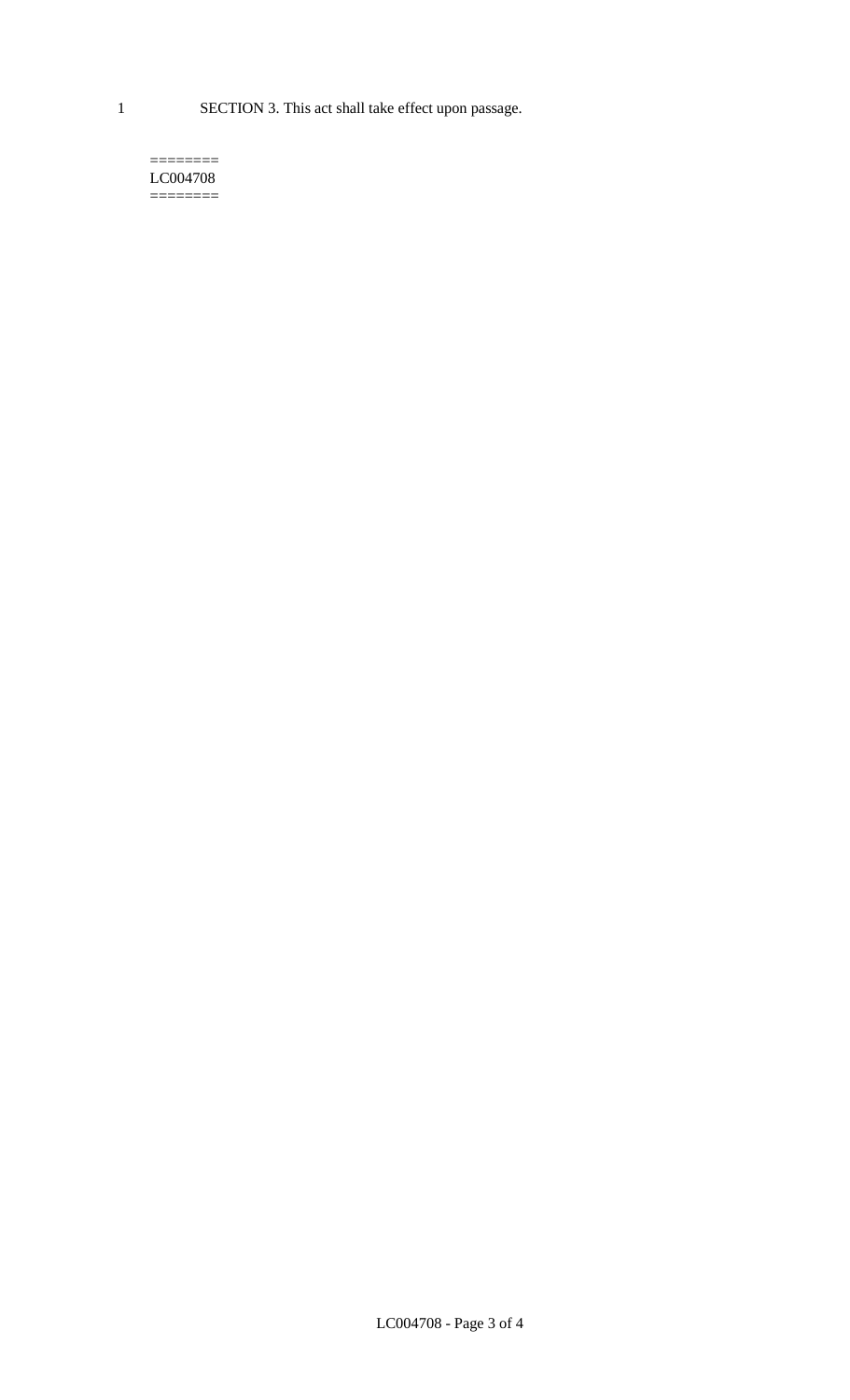SECTION 3. This act shall take effect upon passage.

========
LC004708
========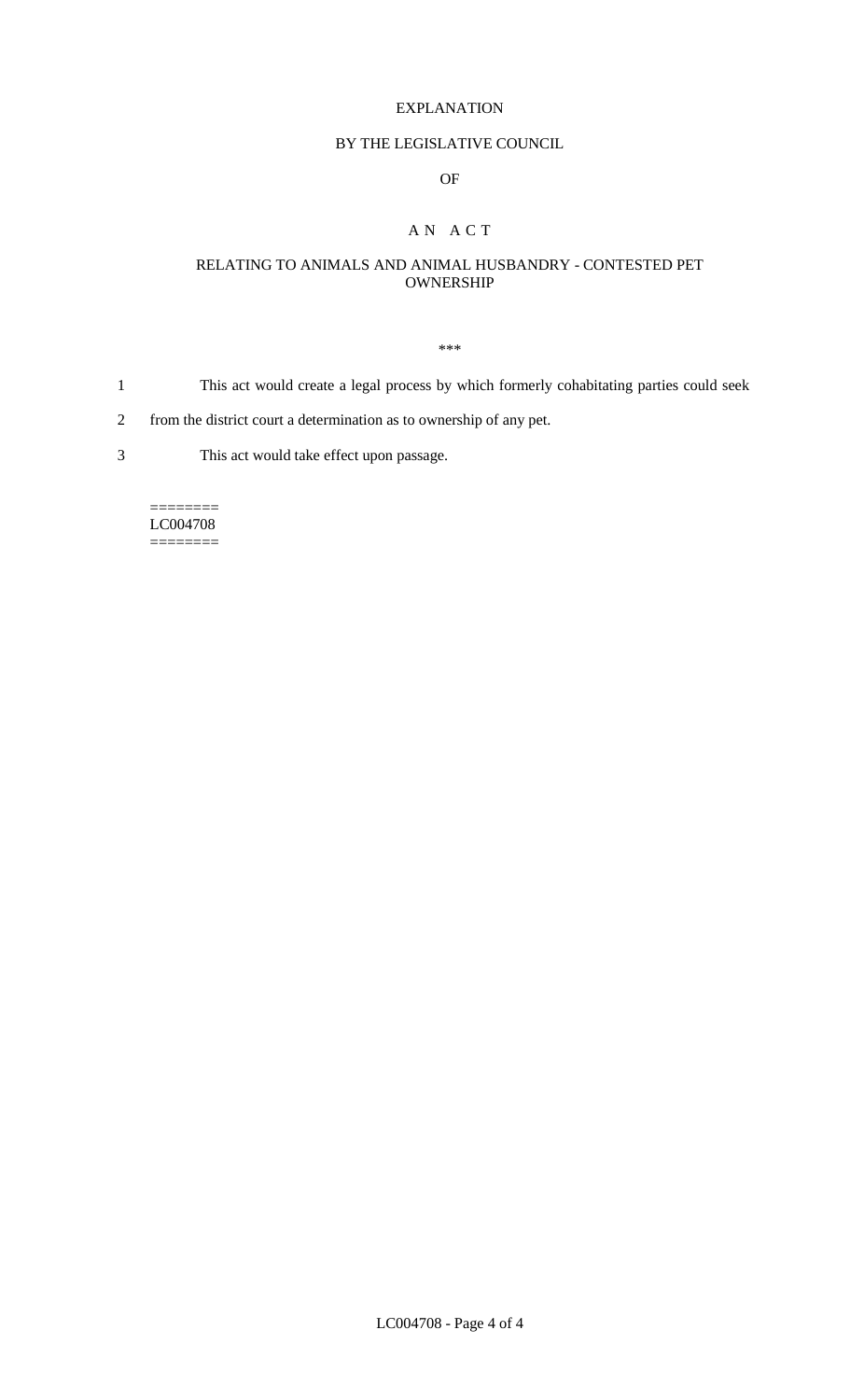EXPLANATION

BY THE LEGISLATIVE COUNCIL

OF

A N A C T

RELATING TO ANIMALS AND ANIMAL HUSBANDRY - CONTESTED PET OWNERSHIP

\*\*\*

1 This act would create a legal process by which formerly cohabitating parties could seek

2 from the district court a determination as to ownership of any pet.

3 This act would take effect upon passage.

========
LC004708
========